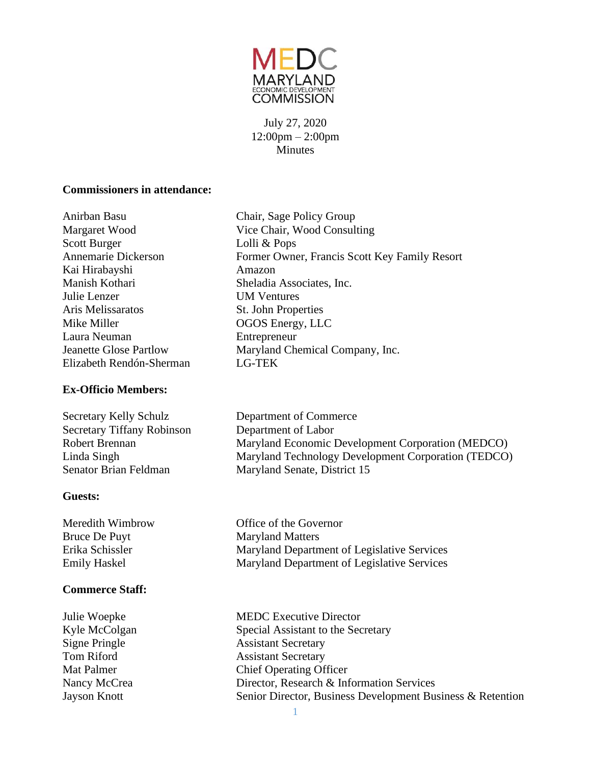# MEDC MARYLAND ECONOMIC DEVELOPMENT COMMISSION

July 27, 2020
12:00pm – 2:00pm
Minutes

**Commissioners in attendance:**

| | |
|---|---|
| Anirban Basu | Chair, Sage Policy Group |
| Margaret Wood | Vice Chair, Wood Consulting |
| Scott Burger | Lolli & Pops |
| Annemarie Dickerson | Former Owner, Francis Scott Key Family Resort |
| Kai Hirabayshi | Amazon |
| Manish Kothari | Sheladia Associates, Inc. |
| Julie Lenzer | UM Ventures |
| Aris Melissaratos | St. John Properties |
| Mike Miller | OGOS Energy, LLC |
| Laura Neuman | Entrepreneur |
| Jeanette Glose Partlow | Maryland Chemical Company, Inc. |
| Elizabeth Rendón-Sherman | LG-TEK |

**Ex-Officio Members:**

| | |
|---|---|
| Secretary Kelly Schulz | Department of Commerce |
| Secretary Tiffany Robinson | Department of Labor |
| Robert Brennan | Maryland Economic Development Corporation (MEDCO) |
| Linda Singh | Maryland Technology Development Corporation (TEDCO) |
| Senator Brian Feldman | Maryland Senate, District 15 |

**Guests:**

| | |
|---|---|
| Meredith Wimbrow | Office of the Governor |
| Bruce De Puyt | Maryland Matters |
| Erika Schissler | Maryland Department of Legislative Services |
| Emily Haskel | Maryland Department of Legislative Services |

**Commerce Staff:**

| | |
|---|---|
| Julie Woepke | MEDC Executive Director |
| Kyle McColgan | Special Assistant to the Secretary |
| Signe Pringle | Assistant Secretary |
| Tom Riford | Assistant Secretary |
| Mat Palmer | Chief Operating Officer |
| Nancy McCrea | Director, Research & Information Services |
| Jayson Knott | Senior Director, Business Development Business & Retention |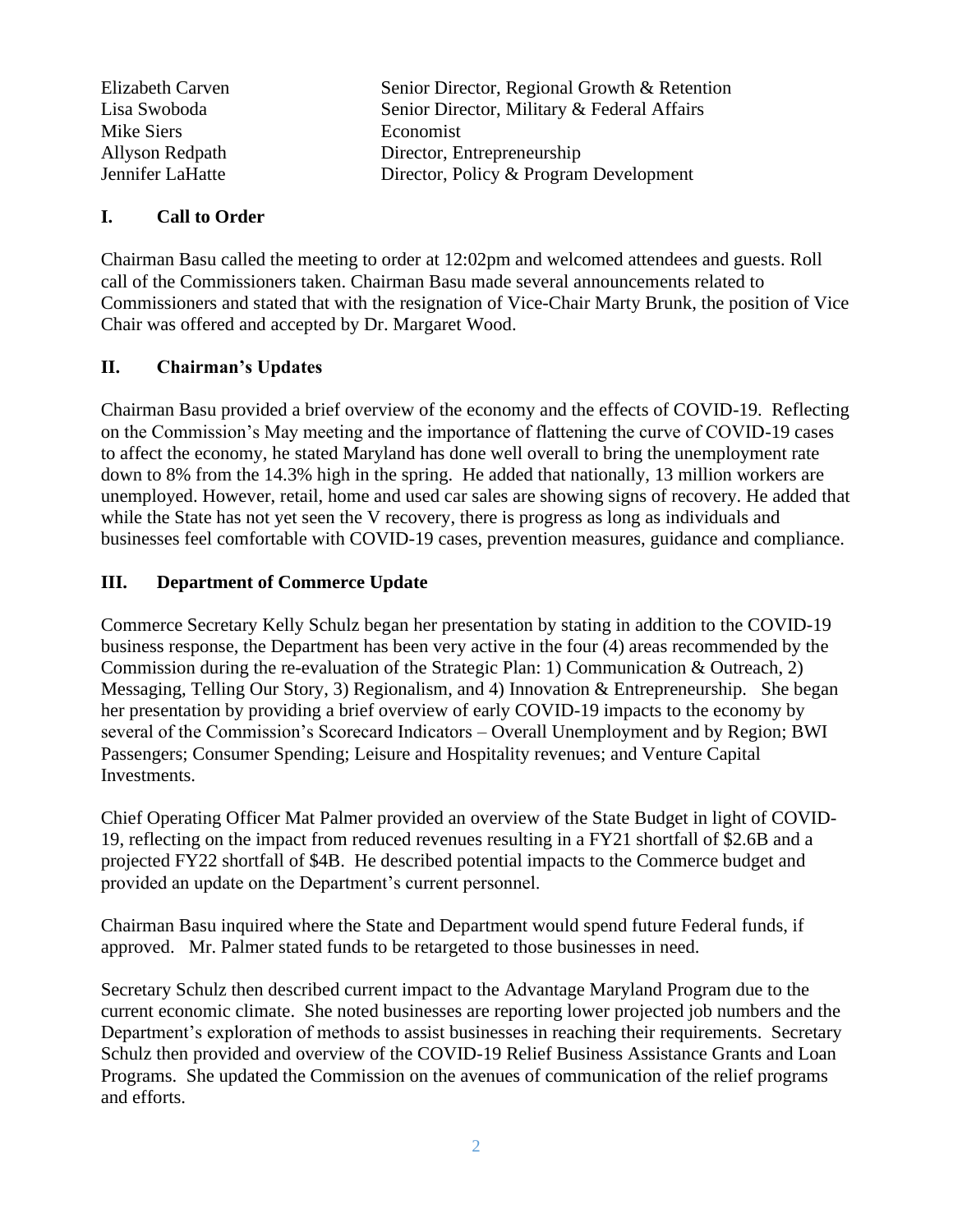| | |
|---|---|
| Elizabeth Carven | Senior Director, Regional Growth & Retention |
| Lisa Swoboda | Senior Director, Military & Federal Affairs |
| Mike Siers | Economist |
| Allyson Redpath | Director, Entrepreneurship |
| Jennifer LaHatte | Director, Policy & Program Development |

## I. Call to Order

Chairman Basu called the meeting to order at 12:02pm and welcomed attendees and guests. Roll call of the Commissioners taken. Chairman Basu made several announcements related to Commissioners and stated that with the resignation of Vice-Chair Marty Brunk, the position of Vice Chair was offered and accepted by Dr. Margaret Wood.

## II. Chairman's Updates

Chairman Basu provided a brief overview of the economy and the effects of COVID-19. Reflecting on the Commission's May meeting and the importance of flattening the curve of COVID-19 cases to affect the economy, he stated Maryland has done well overall to bring the unemployment rate down to 8% from the 14.3% high in the spring. He added that nationally, 13 million workers are unemployed. However, retail, home and used car sales are showing signs of recovery. He added that while the State has not yet seen the V recovery, there is progress as long as individuals and businesses feel comfortable with COVID-19 cases, prevention measures, guidance and compliance.

## III. Department of Commerce Update

Commerce Secretary Kelly Schulz began her presentation by stating in addition to the COVID-19 business response, the Department has been very active in the four (4) areas recommended by the Commission during the re-evaluation of the Strategic Plan: 1) Communication & Outreach, 2) Messaging, Telling Our Story, 3) Regionalism, and 4) Innovation & Entrepreneurship. She began her presentation by providing a brief overview of early COVID-19 impacts to the economy by several of the Commission's Scorecard Indicators – Overall Unemployment and by Region; BWI Passengers; Consumer Spending; Leisure and Hospitality revenues; and Venture Capital Investments.

Chief Operating Officer Mat Palmer provided an overview of the State Budget in light of COVID-19, reflecting on the impact from reduced revenues resulting in a FY21 shortfall of $2.6B and a projected FY22 shortfall of $4B. He described potential impacts to the Commerce budget and provided an update on the Department's current personnel.

Chairman Basu inquired where the State and Department would spend future Federal funds, if approved. Mr. Palmer stated funds to be retargeted to those businesses in need.

Secretary Schulz then described current impact to the Advantage Maryland Program due to the current economic climate. She noted businesses are reporting lower projected job numbers and the Department's exploration of methods to assist businesses in reaching their requirements. Secretary Schulz then provided and overview of the COVID-19 Relief Business Assistance Grants and Loan Programs. She updated the Commission on the avenues of communication of the relief programs and efforts.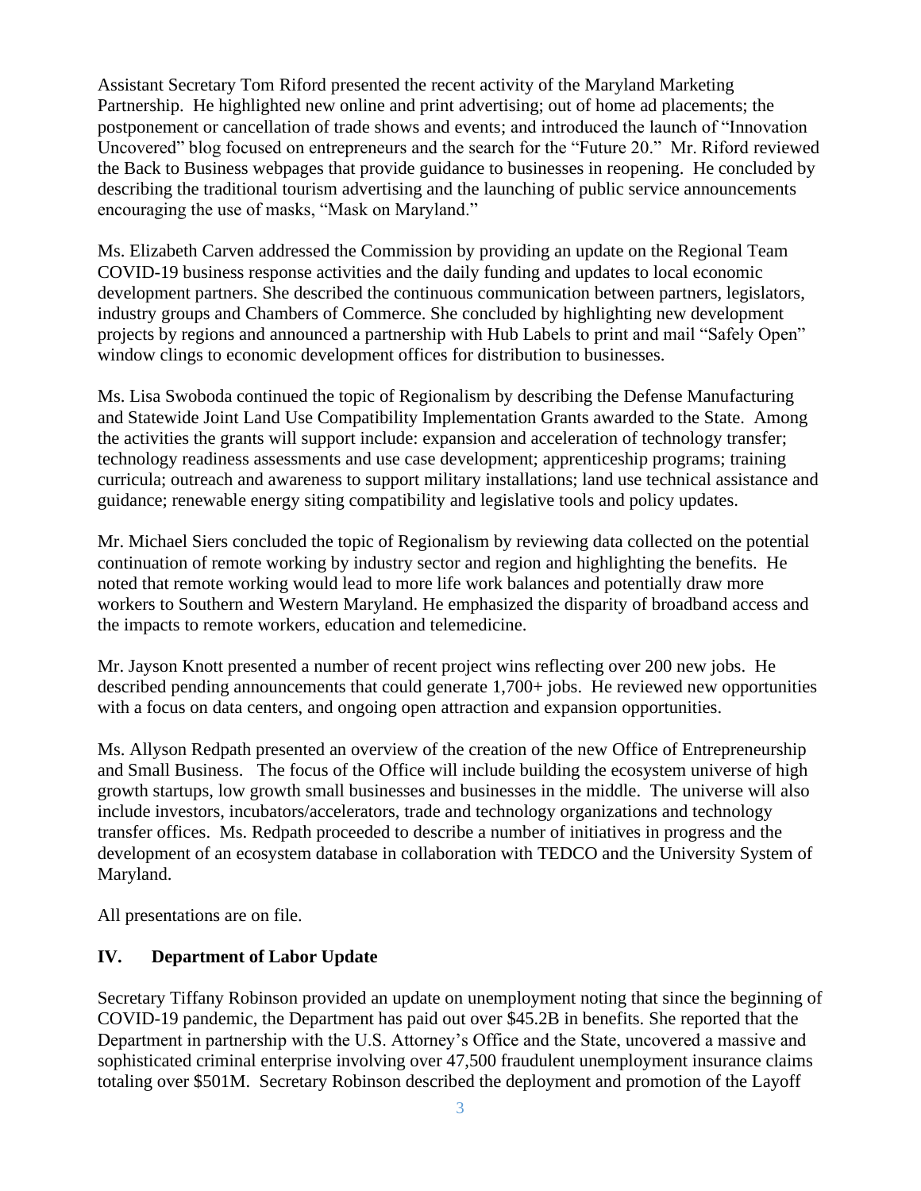Assistant Secretary Tom Riford presented the recent activity of the Maryland Marketing Partnership. He highlighted new online and print advertising; out of home ad placements; the postponement or cancellation of trade shows and events; and introduced the launch of "Innovation Uncovered" blog focused on entrepreneurs and the search for the "Future 20." Mr. Riford reviewed the Back to Business webpages that provide guidance to businesses in reopening. He concluded by describing the traditional tourism advertising and the launching of public service announcements encouraging the use of masks, "Mask on Maryland."

Ms. Elizabeth Carven addressed the Commission by providing an update on the Regional Team COVID-19 business response activities and the daily funding and updates to local economic development partners. She described the continuous communication between partners, legislators, industry groups and Chambers of Commerce. She concluded by highlighting new development projects by regions and announced a partnership with Hub Labels to print and mail "Safely Open" window clings to economic development offices for distribution to businesses.

Ms. Lisa Swoboda continued the topic of Regionalism by describing the Defense Manufacturing and Statewide Joint Land Use Compatibility Implementation Grants awarded to the State. Among the activities the grants will support include: expansion and acceleration of technology transfer; technology readiness assessments and use case development; apprenticeship programs; training curricula; outreach and awareness to support military installations; land use technical assistance and guidance; renewable energy siting compatibility and legislative tools and policy updates.

Mr. Michael Siers concluded the topic of Regionalism by reviewing data collected on the potential continuation of remote working by industry sector and region and highlighting the benefits. He noted that remote working would lead to more life work balances and potentially draw more workers to Southern and Western Maryland. He emphasized the disparity of broadband access and the impacts to remote workers, education and telemedicine.

Mr. Jayson Knott presented a number of recent project wins reflecting over 200 new jobs. He described pending announcements that could generate 1,700+ jobs. He reviewed new opportunities with a focus on data centers, and ongoing open attraction and expansion opportunities.

Ms. Allyson Redpath presented an overview of the creation of the new Office of Entrepreneurship and Small Business. The focus of the Office will include building the ecosystem universe of high growth startups, low growth small businesses and businesses in the middle. The universe will also include investors, incubators/accelerators, trade and technology organizations and technology transfer offices. Ms. Redpath proceeded to describe a number of initiatives in progress and the development of an ecosystem database in collaboration with TEDCO and the University System of Maryland.

All presentations are on file.

## IV. Department of Labor Update

Secretary Tiffany Robinson provided an update on unemployment noting that since the beginning of COVID-19 pandemic, the Department has paid out over $45.2B in benefits. She reported that the Department in partnership with the U.S. Attorney's Office and the State, uncovered a massive and sophisticated criminal enterprise involving over 47,500 fraudulent unemployment insurance claims totaling over $501M. Secretary Robinson described the deployment and promotion of the Layoff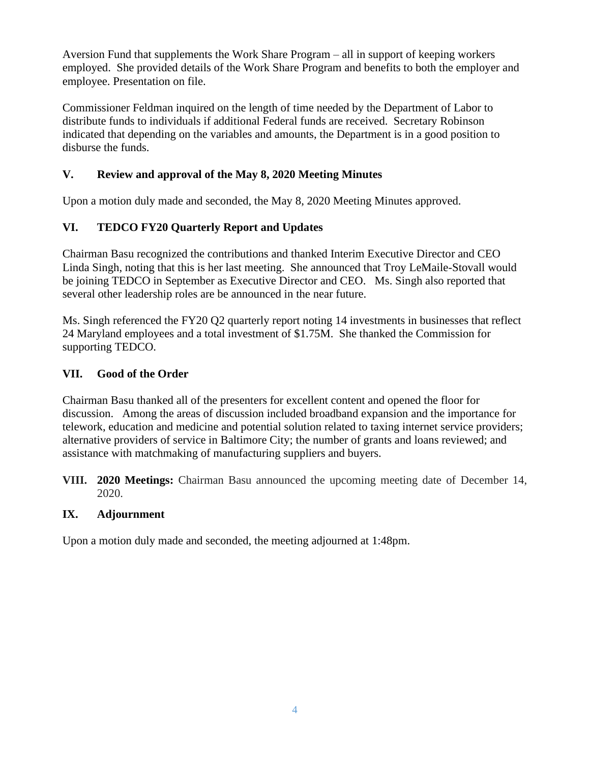Aversion Fund that supplements the Work Share Program – all in support of keeping workers employed. She provided details of the Work Share Program and benefits to both the employer and employee. Presentation on file.

Commissioner Feldman inquired on the length of time needed by the Department of Labor to distribute funds to individuals if additional Federal funds are received. Secretary Robinson indicated that depending on the variables and amounts, the Department is in a good position to disburse the funds.

## V. Review and approval of the May 8, 2020 Meeting Minutes

Upon a motion duly made and seconded, the May 8, 2020 Meeting Minutes approved.

## VI. TEDCO FY20 Quarterly Report and Updates

Chairman Basu recognized the contributions and thanked Interim Executive Director and CEO Linda Singh, noting that this is her last meeting. She announced that Troy LeMaile-Stovall would be joining TEDCO in September as Executive Director and CEO. Ms. Singh also reported that several other leadership roles are be announced in the near future.

Ms. Singh referenced the FY20 Q2 quarterly report noting 14 investments in businesses that reflect 24 Maryland employees and a total investment of $1.75M. She thanked the Commission for supporting TEDCO.

## VII. Good of the Order

Chairman Basu thanked all of the presenters for excellent content and opened the floor for discussion. Among the areas of discussion included broadband expansion and the importance for telework, education and medicine and potential solution related to taxing internet service providers; alternative providers of service in Baltimore City; the number of grants and loans reviewed; and assistance with matchmaking of manufacturing suppliers and buyers.

**VIII. 2020 Meetings:** Chairman Basu announced the upcoming meeting date of December 14, 2020.

## IX. Adjournment

Upon a motion duly made and seconded, the meeting adjourned at 1:48pm.